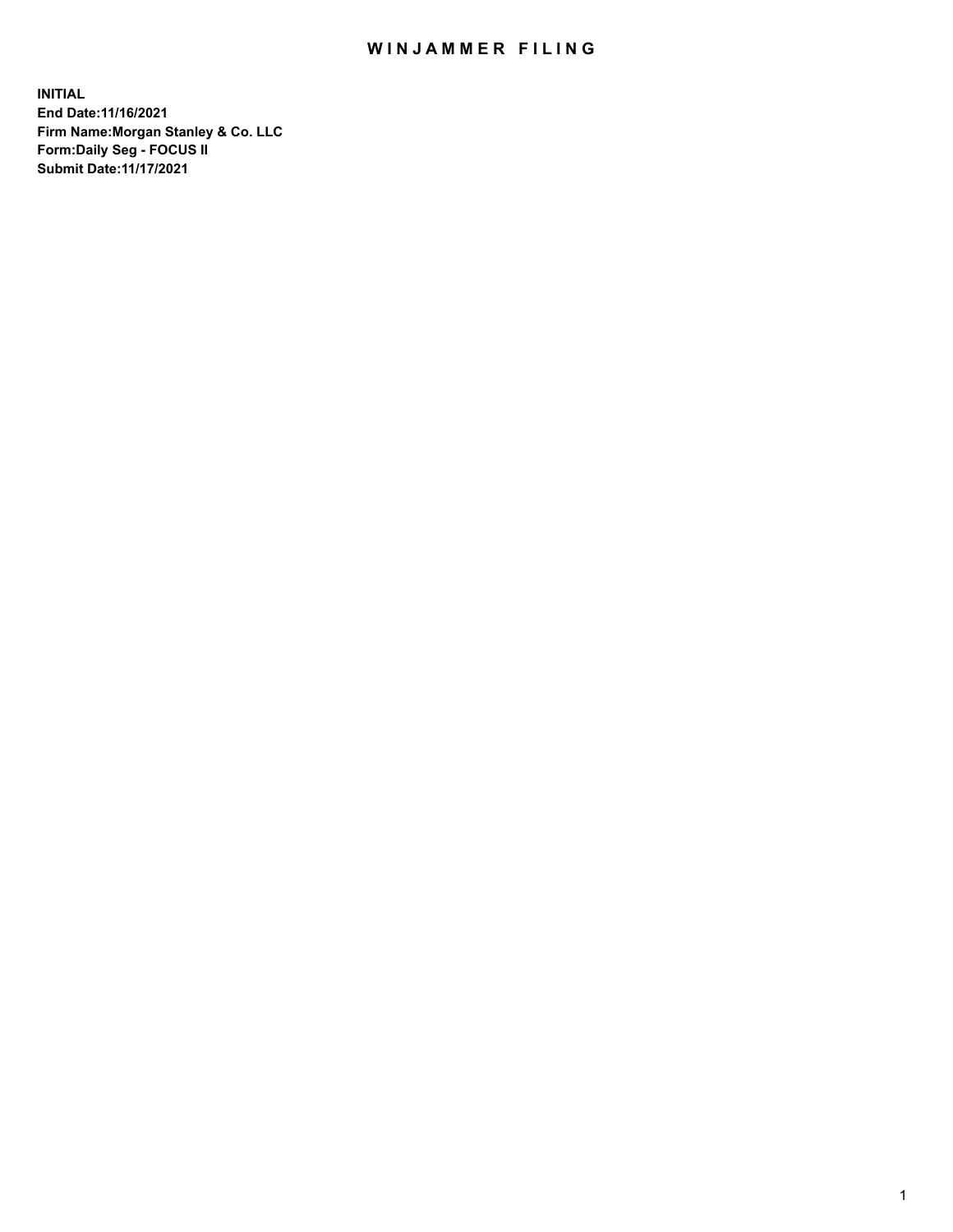# WINJAMMER FILING

**INITIAL**
**End Date:11/16/2021**
**Firm Name:Morgan Stanley & Co. LLC**
**Form:Daily Seg - FOCUS II**
**Submit Date:11/17/2021**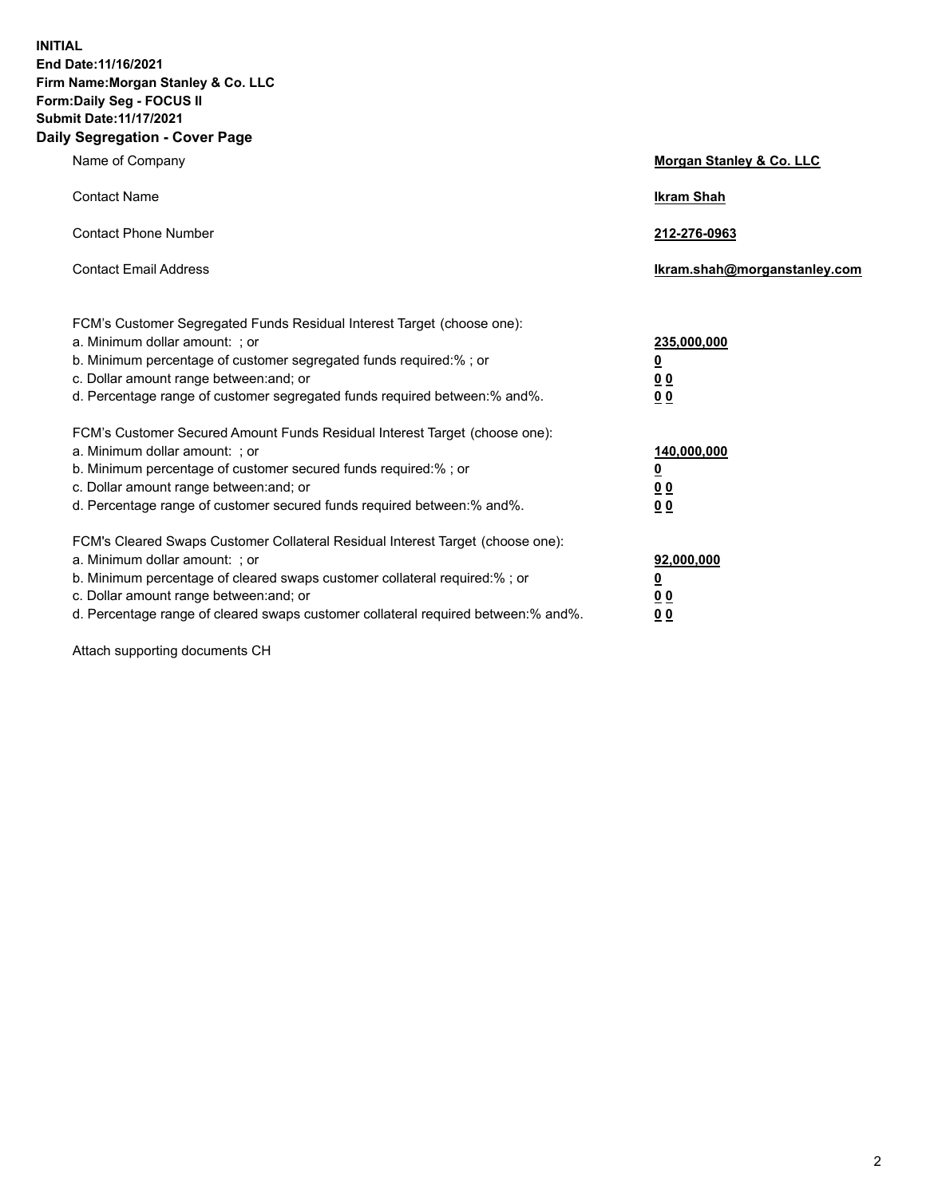**INITIAL**
**End Date:11/16/2021**
**Firm Name:Morgan Stanley & Co. LLC**
**Form:Daily Seg - FOCUS II**
**Submit Date:11/17/2021**

## Daily Segregation - Cover Page

| | |
|---|---|
| Name of Company | **Morgan Stanley & Co. LLC** |
| Contact Name | **Ikram Shah** |
| Contact Phone Number | **212-276-0963** |
| Contact Email Address | **Ikram.shah@morganstanley.com** |

| | |
|---|---|
| FCM's Customer Segregated Funds Residual Interest Target (choose one): | |
| a. Minimum dollar amount: ; or | **235,000,000** |
| b. Minimum percentage of customer segregated funds required:% ; or | **0** |
| c. Dollar amount range between:and; or | **0 0** |
| d. Percentage range of customer segregated funds required between:% and%. | **0 0** |
| FCM's Customer Secured Amount Funds Residual Interest Target (choose one): | |
| a. Minimum dollar amount: ; or | **140,000,000** |
| b. Minimum percentage of customer secured funds required:% ; or | **0** |
| c. Dollar amount range between:and; or | **0 0** |
| d. Percentage range of customer secured funds required between:% and%. | **0 0** |
| FCM's Cleared Swaps Customer Collateral Residual Interest Target (choose one): | |
| a. Minimum dollar amount: ; or | **92,000,000** |
| b. Minimum percentage of cleared swaps customer collateral required:% ; or | **0** |
| c. Dollar amount range between:and; or | **0 0** |
| d. Percentage range of cleared swaps customer collateral required between:% and%. | **0 0** |

Attach supporting documents CH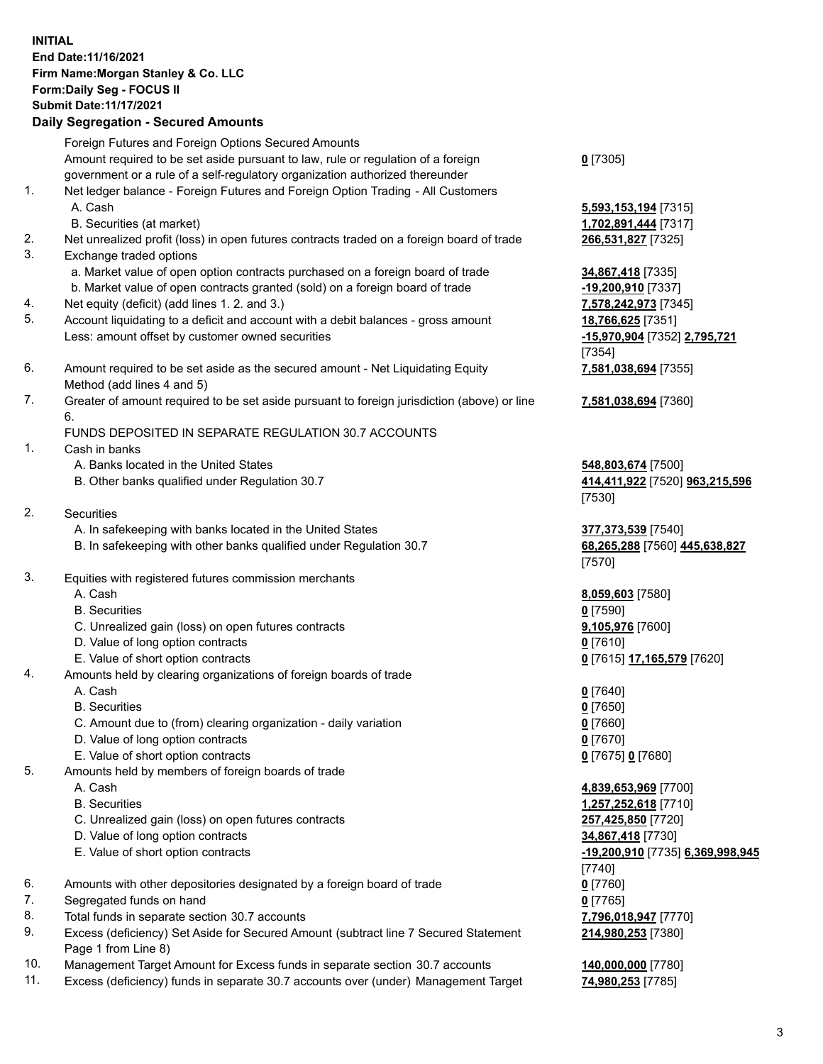**INITIAL**
**End Date:11/16/2021**
**Firm Name:Morgan Stanley & Co. LLC**
**Form:Daily Seg - FOCUS II**
**Submit Date:11/17/2021**
**Daily Segregation - Secured Amounts**

| | | |
|---|---|---|
| | Foreign Futures and Foreign Options Secured Amounts | |
| | Amount required to be set aside pursuant to law, rule or regulation of a foreign government or a rule of a self-regulatory organization authorized thereunder | **0** [7305] |
| 1. | Net ledger balance - Foreign Futures and Foreign Option Trading - All Customers | |
| | A. Cash | **5,593,153,194** [7315] |
| | B. Securities (at market) | **1,702,891,444** [7317] |
| 2. | Net unrealized profit (loss) in open futures contracts traded on a foreign board of trade | **266,531,827** [7325] |
| 3. | Exchange traded options | |
| | a. Market value of open option contracts purchased on a foreign board of trade | **34,867,418** [7335] |
| | b. Market value of open contracts granted (sold) on a foreign board of trade | **-19,200,910** [7337] |
| 4. | Net equity (deficit) (add lines 1. 2. and 3.) | **7,578,242,973** [7345] |
| 5. | Account liquidating to a deficit and account with a debit balances - gross amount | **18,766,625** [7351] |
| | Less: amount offset by customer owned securities | **-15,970,904** [7352] **2,795,721** [7354] |
| 6. | Amount required to be set aside as the secured amount - Net Liquidating Equity Method (add lines 4 and 5) | **7,581,038,694** [7355] |
| 7. | Greater of amount required to be set aside pursuant to foreign jurisdiction (above) or line 6. | **7,581,038,694** [7360] |
| | FUNDS DEPOSITED IN SEPARATE REGULATION 30.7 ACCOUNTS | |
| 1. | Cash in banks | |
| | A. Banks located in the United States | **548,803,674** [7500] |
| | B. Other banks qualified under Regulation 30.7 | **414,411,922** [7520] **963,215,596** [7530] |
| 2. | Securities | |
| | A. In safekeeping with banks located in the United States | **377,373,539** [7540] |
| | B. In safekeeping with other banks qualified under Regulation 30.7 | **68,265,288** [7560] **445,638,827** [7570] |
| 3. | Equities with registered futures commission merchants | |
| | A. Cash | **8,059,603** [7580] |
| | B. Securities | **0** [7590] |
| | C. Unrealized gain (loss) on open futures contracts | **9,105,976** [7600] |
| | D. Value of long option contracts | **0** [7610] |
| | E. Value of short option contracts | **0** [7615] **17,165,579** [7620] |
| 4. | Amounts held by clearing organizations of foreign boards of trade | |
| | A. Cash | **0** [7640] |
| | B. Securities | **0** [7650] |
| | C. Amount due to (from) clearing organization - daily variation | **0** [7660] |
| | D. Value of long option contracts | **0** [7670] |
| | E. Value of short option contracts | **0** [7675] **0** [7680] |
| 5. | Amounts held by members of foreign boards of trade | |
| | A. Cash | **4,839,653,969** [7700] |
| | B. Securities | **1,257,252,618** [7710] |
| | C. Unrealized gain (loss) on open futures contracts | **257,425,850** [7720] |
| | D. Value of long option contracts | **34,867,418** [7730] |
| | E. Value of short option contracts | **-19,200,910** [7735] **6,369,998,945** [7740] |
| 6. | Amounts with other depositories designated by a foreign board of trade | **0** [7760] |
| 7. | Segregated funds on hand | **0** [7765] |
| 8. | Total funds in separate section 30.7 accounts | **7,796,018,947** [7770] |
| 9. | Excess (deficiency) Set Aside for Secured Amount (subtract line 7 Secured Statement Page 1 from Line 8) | **214,980,253** [7380] |
| 10. | Management Target Amount for Excess funds in separate section 30.7 accounts | **140,000,000** [7780] |
| 11. | Excess (deficiency) funds in separate 30.7 accounts over (under) Management Target | **74,980,253** [7785] |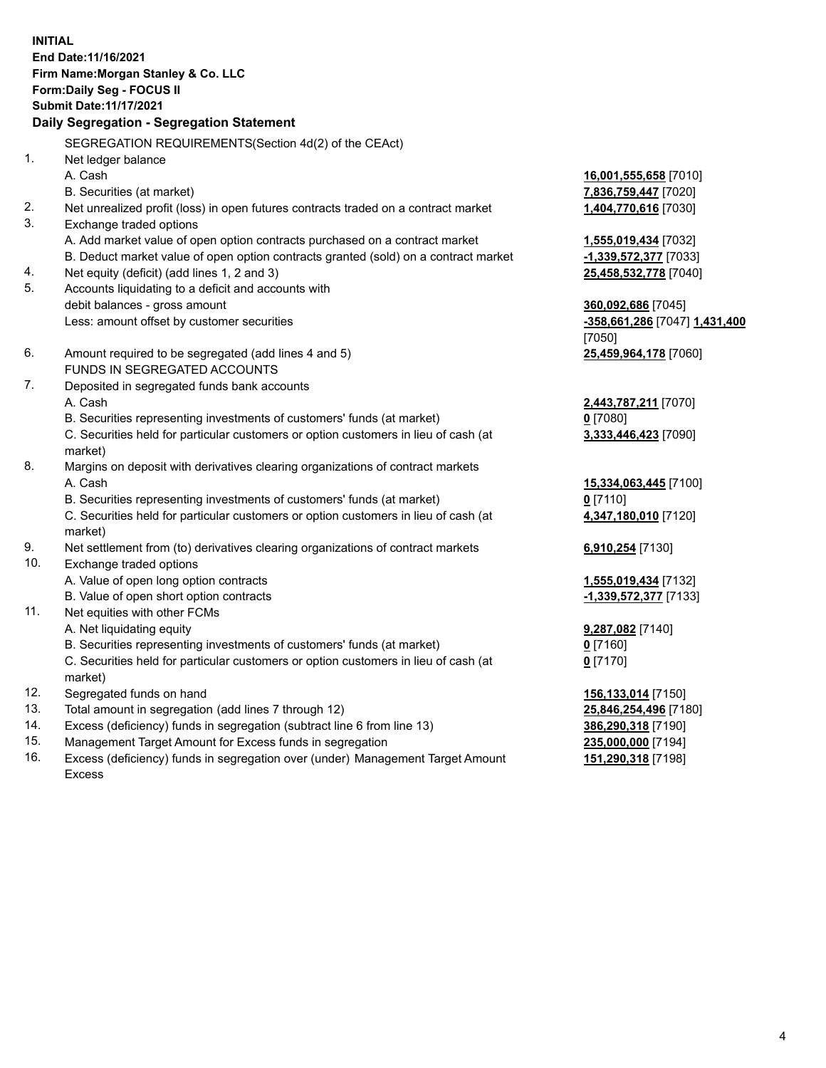**INITIAL**
**End Date:11/16/2021**
**Firm Name:Morgan Stanley & Co. LLC**
**Form:Daily Seg - FOCUS II**
**Submit Date:11/17/2021**
**Daily Segregation - Segregation Statement**

SEGREGATION REQUIREMENTS(Section 4d(2) of the CEAct)

| | | |
|---|---|---|
| 1. | Net ledger balance | |
| | A. Cash | **16,001,555,658** [7010] |
| | B. Securities (at market) | **7,836,759,447** [7020] |
| 2. | Net unrealized profit (loss) in open futures contracts traded on a contract market | **1,404,770,616** [7030] |
| 3. | Exchange traded options | |
| | A. Add market value of open option contracts purchased on a contract market | **1,555,019,434** [7032] |
| | B. Deduct market value of open option contracts granted (sold) on a contract market | **-1,339,572,377** [7033] |
| 4. | Net equity (deficit) (add lines 1, 2 and 3) | **25,458,532,778** [7040] |
| 5. | Accounts liquidating to a deficit and accounts with debit balances - gross amount | **360,092,686** [7045] |
| | Less: amount offset by customer securities | **-358,661,286** [7047] **1,431,400** [7050] |
| 6. | Amount required to be segregated (add lines 4 and 5) | **25,459,964,178** [7060] |
| | FUNDS IN SEGREGATED ACCOUNTS | |
| 7. | Deposited in segregated funds bank accounts | |
| | A. Cash | **2,443,787,211** [7070] |
| | B. Securities representing investments of customers' funds (at market) | **0** [7080] |
| | C. Securities held for particular customers or option customers in lieu of cash (at market) | **3,333,446,423** [7090] |
| 8. | Margins on deposit with derivatives clearing organizations of contract markets | |
| | A. Cash | **15,334,063,445** [7100] |
| | B. Securities representing investments of customers' funds (at market) | **0** [7110] |
| | C. Securities held for particular customers or option customers in lieu of cash (at market) | **4,347,180,010** [7120] |
| 9. | Net settlement from (to) derivatives clearing organizations of contract markets | **6,910,254** [7130] |
| 10. | Exchange traded options | |
| | A. Value of open long option contracts | **1,555,019,434** [7132] |
| | B. Value of open short option contracts | **-1,339,572,377** [7133] |
| 11. | Net equities with other FCMs | |
| | A. Net liquidating equity | **9,287,082** [7140] |
| | B. Securities representing investments of customers' funds (at market) | **0** [7160] |
| | C. Securities held for particular customers or option customers in lieu of cash (at market) | **0** [7170] |
| 12. | Segregated funds on hand | **156,133,014** [7150] |
| 13. | Total amount in segregation (add lines 7 through 12) | **25,846,254,496** [7180] |
| 14. | Excess (deficiency) funds in segregation (subtract line 6 from line 13) | **386,290,318** [7190] |
| 15. | Management Target Amount for Excess funds in segregation | **235,000,000** [7194] |
| 16. | Excess (deficiency) funds in segregation over (under) Management Target Amount Excess | **151,290,318** [7198] |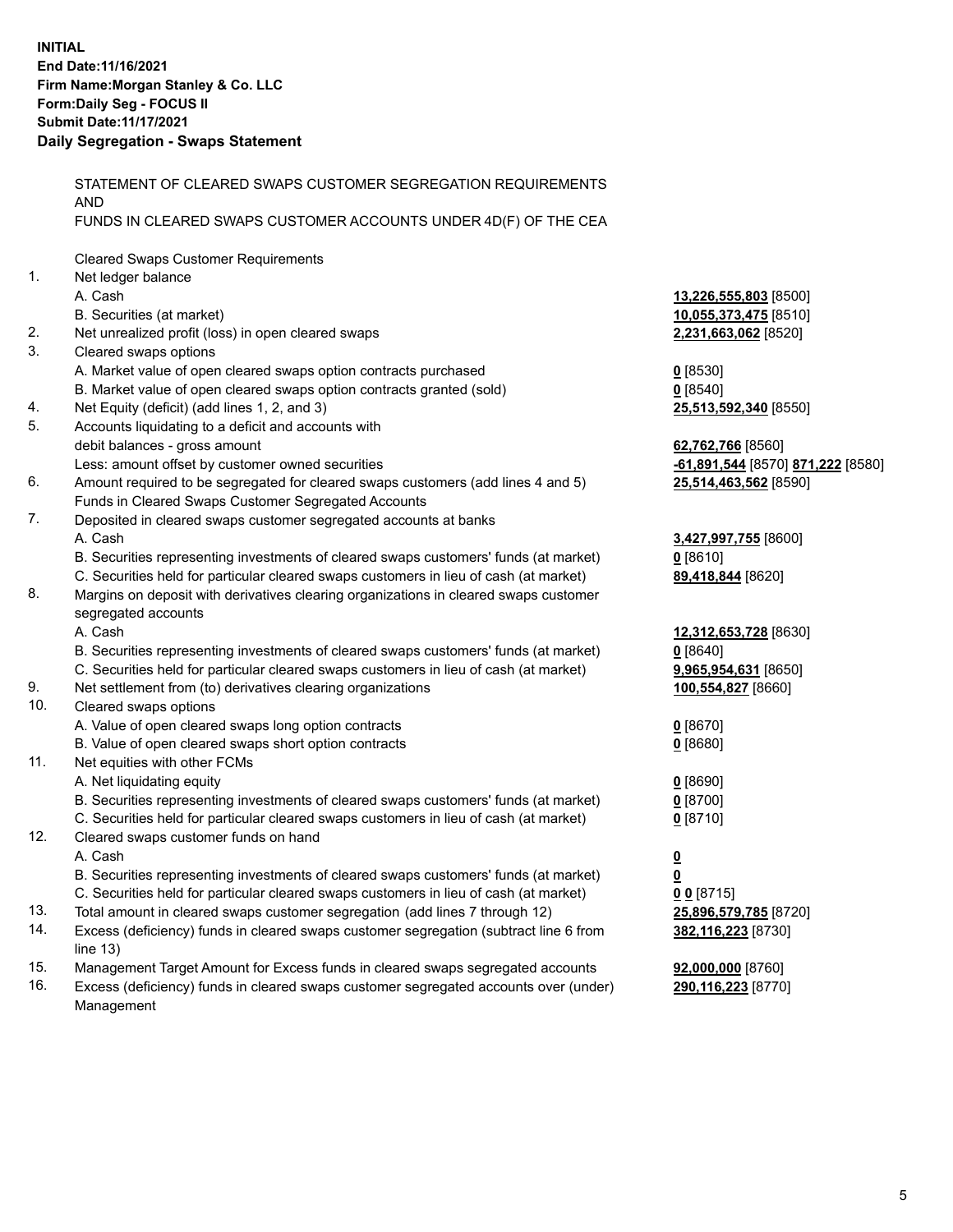**INITIAL**
**End Date:11/16/2021**
**Firm Name:Morgan Stanley & Co. LLC**
**Form:Daily Seg - FOCUS II**
**Submit Date:11/17/2021**
**Daily Segregation - Swaps Statement**

STATEMENT OF CLEARED SWAPS CUSTOMER SEGREGATION REQUIREMENTS AND
FUNDS IN CLEARED SWAPS CUSTOMER ACCOUNTS UNDER 4D(F) OF THE CEA

| | | |
|---|---|---|
| | Cleared Swaps Customer Requirements | |
| 1. | Net ledger balance | |
| | A. Cash | **13,226,555,803** [8500] |
| | B. Securities (at market) | **10,055,373,475** [8510] |
| 2. | Net unrealized profit (loss) in open cleared swaps | **2,231,663,062** [8520] |
| 3. | Cleared swaps options | |
| | A. Market value of open cleared swaps option contracts purchased | **0** [8530] |
| | B. Market value of open cleared swaps option contracts granted (sold) | **0** [8540] |
| 4. | Net Equity (deficit) (add lines 1, 2, and 3) | **25,513,592,340** [8550] |
| 5. | Accounts liquidating to a deficit and accounts with debit balances - gross amount | **62,762,766** [8560] |
| | Less: amount offset by customer owned securities | **-61,891,544** [8570] **871,222** [8580] |
| 6. | Amount required to be segregated for cleared swaps customers (add lines 4 and 5) | **25,514,463,562** [8590] |
| | Funds in Cleared Swaps Customer Segregated Accounts | |
| 7. | Deposited in cleared swaps customer segregated accounts at banks | |
| | A. Cash | **3,427,997,755** [8600] |
| | B. Securities representing investments of cleared swaps customers' funds (at market) | **0** [8610] |
| | C. Securities held for particular cleared swaps customers in lieu of cash (at market) | **89,418,844** [8620] |
| 8. | Margins on deposit with derivatives clearing organizations in cleared swaps customer segregated accounts | |
| | A. Cash | **12,312,653,728** [8630] |
| | B. Securities representing investments of cleared swaps customers' funds (at market) | **0** [8640] |
| | C. Securities held for particular cleared swaps customers in lieu of cash (at market) | **9,965,954,631** [8650] |
| 9. | Net settlement from (to) derivatives clearing organizations | **100,554,827** [8660] |
| 10. | Cleared swaps options | |
| | A. Value of open cleared swaps long option contracts | **0** [8670] |
| | B. Value of open cleared swaps short option contracts | **0** [8680] |
| 11. | Net equities with other FCMs | |
| | A. Net liquidating equity | **0** [8690] |
| | B. Securities representing investments of cleared swaps customers' funds (at market) | **0** [8700] |
| | C. Securities held for particular cleared swaps customers in lieu of cash (at market) | **0** [8710] |
| 12. | Cleared swaps customer funds on hand | |
| | A. Cash | **0** |
| | B. Securities representing investments of cleared swaps customers' funds (at market) | **0** |
| | C. Securities held for particular cleared swaps customers in lieu of cash (at market) | **0** **0** [8715] |
| 13. | Total amount in cleared swaps customer segregation (add lines 7 through 12) | **25,896,579,785** [8720] |
| 14. | Excess (deficiency) funds in cleared swaps customer segregation (subtract line 6 from line 13) | **382,116,223** [8730] |
| 15. | Management Target Amount for Excess funds in cleared swaps segregated accounts | **92,000,000** [8760] |
| 16. | Excess (deficiency) funds in cleared swaps customer segregated accounts over (under) Management | **290,116,223** [8770] |